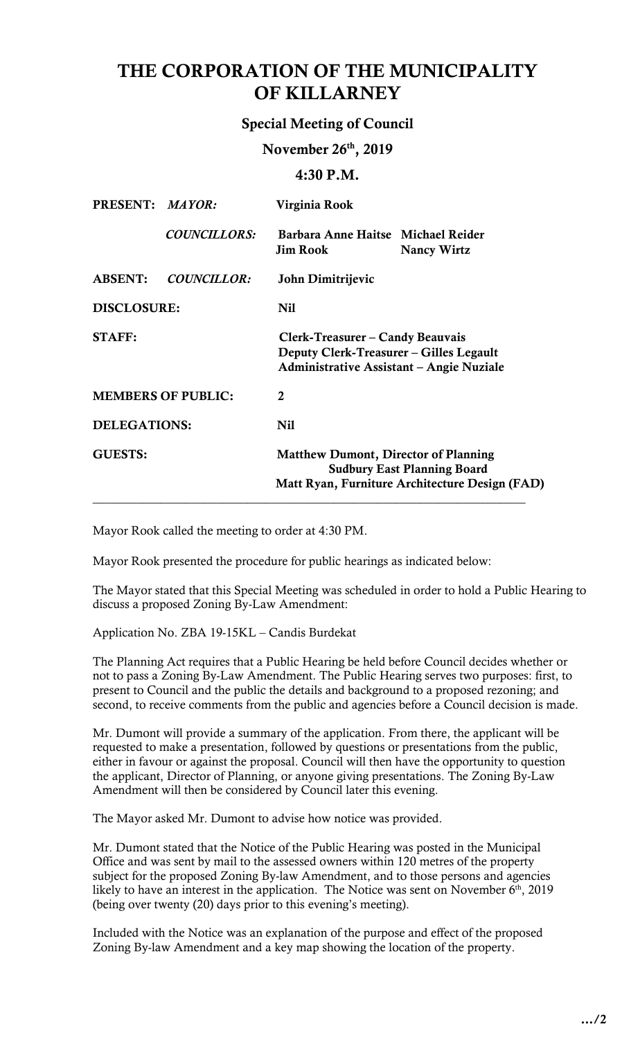# THE CORPORATION OF THE MUNICIPALITY OF KILLARNEY

## Special Meeting of Council

### November 26th, 2019

### 4:30 P.M.

| | | | |
|---|---|---|---|
| **PRESENT:** | ***MAYOR:*** | **Virginia Rook** | |
| | ***COUNCILLORS:*** | **Barbara Anne Haitse** | **Michael Reider** |
| | | **Jim Rook** | **Nancy Wirtz** |
| **ABSENT:** | ***COUNCILLOR:*** | **John Dimitrijevic** | |
| **DISCLOSURE:** | | **Nil** | |
| **STAFF:** | | **Clerk-Treasurer – Candy Beauvais**<br>**Deputy Clerk-Treasurer – Gilles Legault**<br>**Administrative Assistant – Angie Nuziale** | |
| **MEMBERS OF PUBLIC:** | | **2** | |
| **DELEGATIONS:** | | **Nil** | |
| **GUESTS:** | | **Matthew Dumont, Director of Planning**<br>**Sudbury East Planning Board**<br>**Matt Ryan, Furniture Architecture Design (FAD)** | |

---

Mayor Rook called the meeting to order at 4:30 PM.

Mayor Rook presented the procedure for public hearings as indicated below:

The Mayor stated that this Special Meeting was scheduled in order to hold a Public Hearing to discuss a proposed Zoning By-Law Amendment:

Application No. ZBA 19-15KL – Candis Burdekat

The Planning Act requires that a Public Hearing be held before Council decides whether or not to pass a Zoning By-Law Amendment. The Public Hearing serves two purposes: first, to present to Council and the public the details and background to a proposed rezoning; and second, to receive comments from the public and agencies before a Council decision is made.

Mr. Dumont will provide a summary of the application. From there, the applicant will be requested to make a presentation, followed by questions or presentations from the public, either in favour or against the proposal. Council will then have the opportunity to question the applicant, Director of Planning, or anyone giving presentations. The Zoning By-Law Amendment will then be considered by Council later this evening.

The Mayor asked Mr. Dumont to advise how notice was provided.

Mr. Dumont stated that the Notice of the Public Hearing was posted in the Municipal Office and was sent by mail to the assessed owners within 120 metres of the property subject for the proposed Zoning By-law Amendment, and to those persons and agencies likely to have an interest in the application. The Notice was sent on November 6th, 2019 (being over twenty (20) days prior to this evening's meeting).

Included with the Notice was an explanation of the purpose and effect of the proposed Zoning By-law Amendment and a key map showing the location of the property.

**…/2**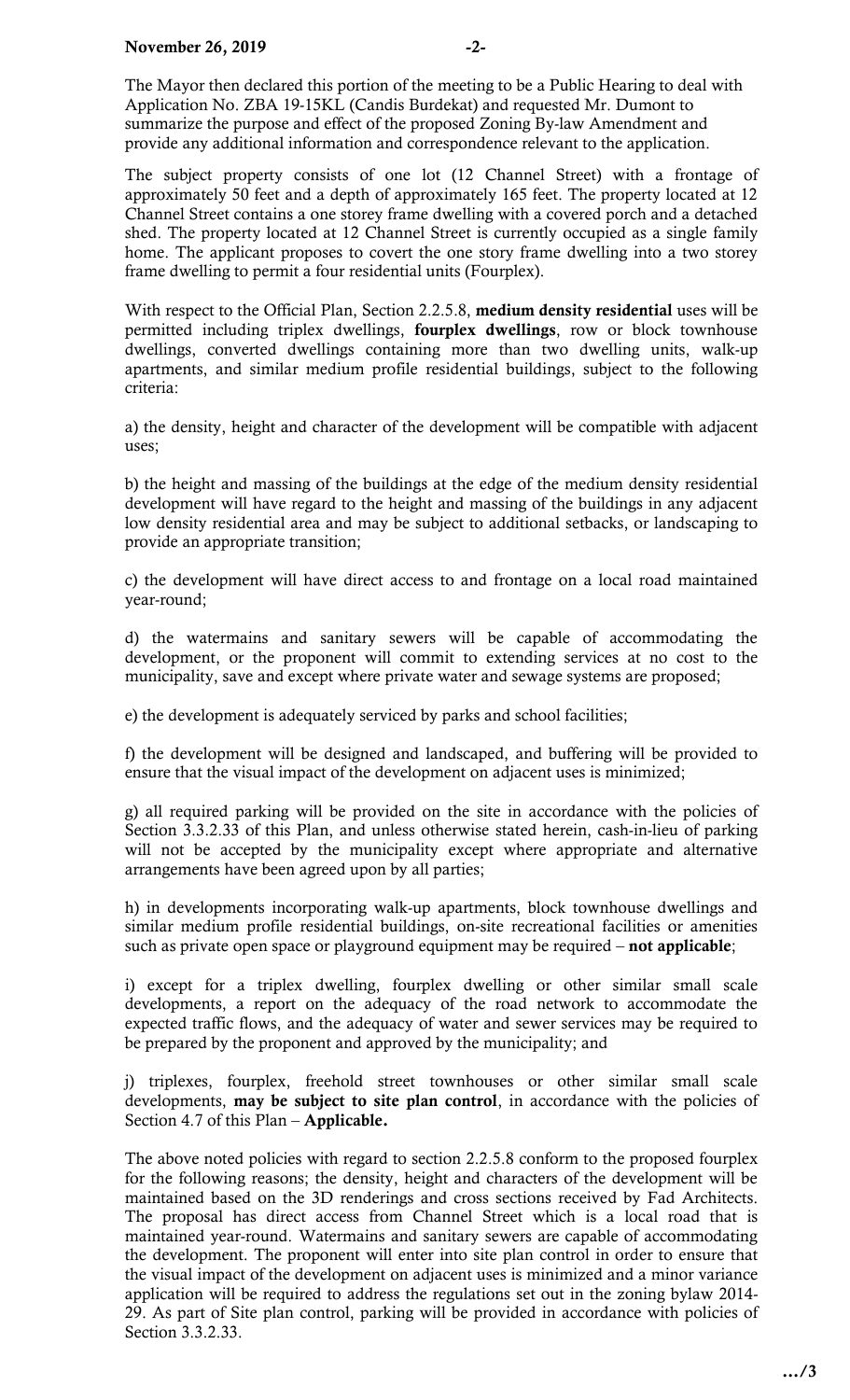The Mayor then declared this portion of the meeting to be a Public Hearing to deal with Application No. ZBA 19-15KL (Candis Burdekat) and requested Mr. Dumont to summarize the purpose and effect of the proposed Zoning By-law Amendment and provide any additional information and correspondence relevant to the application.

The subject property consists of one lot (12 Channel Street) with a frontage of approximately 50 feet and a depth of approximately 165 feet. The property located at 12 Channel Street contains a one storey frame dwelling with a covered porch and a detached shed. The property located at 12 Channel Street is currently occupied as a single family home. The applicant proposes to covert the one story frame dwelling into a two storey frame dwelling to permit a four residential units (Fourplex).

With respect to the Official Plan, Section 2.2.5.8, **medium density residential** uses will be permitted including triplex dwellings, **fourplex dwellings**, row or block townhouse dwellings, converted dwellings containing more than two dwelling units, walk-up apartments, and similar medium profile residential buildings, subject to the following criteria:

a) the density, height and character of the development will be compatible with adjacent uses;

b) the height and massing of the buildings at the edge of the medium density residential development will have regard to the height and massing of the buildings in any adjacent low density residential area and may be subject to additional setbacks, or landscaping to provide an appropriate transition;

c) the development will have direct access to and frontage on a local road maintained year-round;

d) the watermains and sanitary sewers will be capable of accommodating the development, or the proponent will commit to extending services at no cost to the municipality, save and except where private water and sewage systems are proposed;

e) the development is adequately serviced by parks and school facilities;

f) the development will be designed and landscaped, and buffering will be provided to ensure that the visual impact of the development on adjacent uses is minimized;

g) all required parking will be provided on the site in accordance with the policies of Section 3.3.2.33 of this Plan, and unless otherwise stated herein, cash-in-lieu of parking will not be accepted by the municipality except where appropriate and alternative arrangements have been agreed upon by all parties;

h) in developments incorporating walk-up apartments, block townhouse dwellings and similar medium profile residential buildings, on-site recreational facilities or amenities such as private open space or playground equipment may be required – **not applicable**;

i) except for a triplex dwelling, fourplex dwelling or other similar small scale developments, a report on the adequacy of the road network to accommodate the expected traffic flows, and the adequacy of water and sewer services may be required to be prepared by the proponent and approved by the municipality; and

j) triplexes, fourplex, freehold street townhouses or other similar small scale developments, **may be subject to site plan control**, in accordance with the policies of Section 4.7 of this Plan – **Applicable.**

The above noted policies with regard to section 2.2.5.8 conform to the proposed fourplex for the following reasons; the density, height and characters of the development will be maintained based on the 3D renderings and cross sections received by Fad Architects. The proposal has direct access from Channel Street which is a local road that is maintained year-round. Watermains and sanitary sewers are capable of accommodating the development. The proponent will enter into site plan control in order to ensure that the visual impact of the development on adjacent uses is minimized and a minor variance application will be required to address the regulations set out in the zoning bylaw 2014-29. As part of Site plan control, parking will be provided in accordance with policies of Section 3.3.2.33.

…/3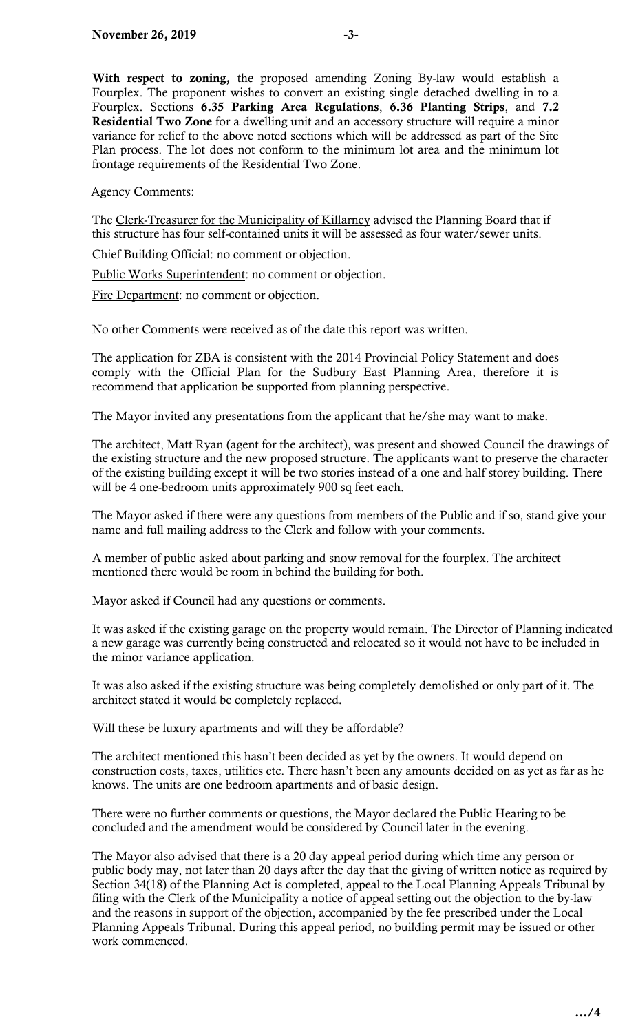**With respect to zoning,** the proposed amending Zoning By-law would establish a Fourplex. The proponent wishes to convert an existing single detached dwelling in to a Fourplex. Sections **6.35 Parking Area Regulations**, **6.36 Planting Strips**, and **7.2 Residential Two Zone** for a dwelling unit and an accessory structure will require a minor variance for relief to the above noted sections which will be addressed as part of the Site Plan process. The lot does not conform to the minimum lot area and the minimum lot frontage requirements of the Residential Two Zone.

Agency Comments:

The Clerk-Treasurer for the Municipality of Killarney advised the Planning Board that if this structure has four self-contained units it will be assessed as four water/sewer units.

Chief Building Official: no comment or objection.

Public Works Superintendent: no comment or objection.

Fire Department: no comment or objection.

No other Comments were received as of the date this report was written.

The application for ZBA is consistent with the 2014 Provincial Policy Statement and does comply with the Official Plan for the Sudbury East Planning Area, therefore it is recommend that application be supported from planning perspective.

The Mayor invited any presentations from the applicant that he/she may want to make.

The architect, Matt Ryan (agent for the architect), was present and showed Council the drawings of the existing structure and the new proposed structure. The applicants want to preserve the character of the existing building except it will be two stories instead of a one and half storey building. There will be 4 one-bedroom units approximately 900 sq feet each.

The Mayor asked if there were any questions from members of the Public and if so, stand give your name and full mailing address to the Clerk and follow with your comments.

A member of public asked about parking and snow removal for the fourplex. The architect mentioned there would be room in behind the building for both.

Mayor asked if Council had any questions or comments.

It was asked if the existing garage on the property would remain. The Director of Planning indicated a new garage was currently being constructed and relocated so it would not have to be included in the minor variance application.

It was also asked if the existing structure was being completely demolished or only part of it. The architect stated it would be completely replaced.

Will these be luxury apartments and will they be affordable?

The architect mentioned this hasn't been decided as yet by the owners. It would depend on construction costs, taxes, utilities etc. There hasn't been any amounts decided on as yet as far as he knows. The units are one bedroom apartments and of basic design.

There were no further comments or questions, the Mayor declared the Public Hearing to be concluded and the amendment would be considered by Council later in the evening.

The Mayor also advised that there is a 20 day appeal period during which time any person or public body may, not later than 20 days after the day that the giving of written notice as required by Section 34(18) of the Planning Act is completed, appeal to the Local Planning Appeals Tribunal by filing with the Clerk of the Municipality a notice of appeal setting out the objection to the by-law and the reasons in support of the objection, accompanied by the fee prescribed under the Local Planning Appeals Tribunal. During this appeal period, no building permit may be issued or other work commenced.

…/4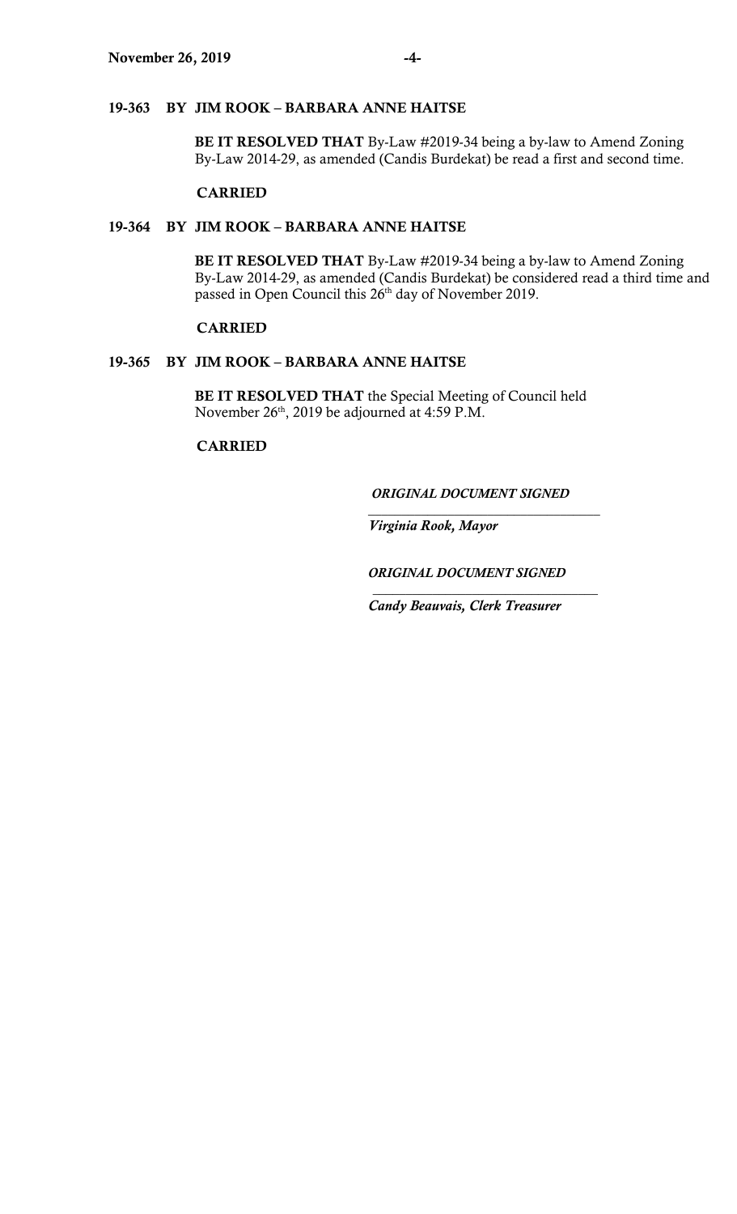**19-363 BY JIM ROOK – BARBARA ANNE HAITSE**

**BE IT RESOLVED THAT** By-Law #2019-34 being a by-law to Amend Zoning By-Law 2014-29, as amended (Candis Burdekat) be read a first and second time.

**CARRIED**

**19-364 BY JIM ROOK – BARBARA ANNE HAITSE**

**BE IT RESOLVED THAT** By-Law #2019-34 being a by-law to Amend Zoning By-Law 2014-29, as amended (Candis Burdekat) be considered read a third time and passed in Open Council this 26th day of November 2019.

**CARRIED**

**19-365 BY JIM ROOK – BARBARA ANNE HAITSE**

**BE IT RESOLVED THAT** the Special Meeting of Council held November 26th, 2019 be adjourned at 4:59 P.M.

**CARRIED**

***ORIGINAL DOCUMENT SIGNED***

___________________________________

***Virginia Rook, Mayor***

***ORIGINAL DOCUMENT SIGNED***

___________________________________

***Candy Beauvais, Clerk Treasurer***